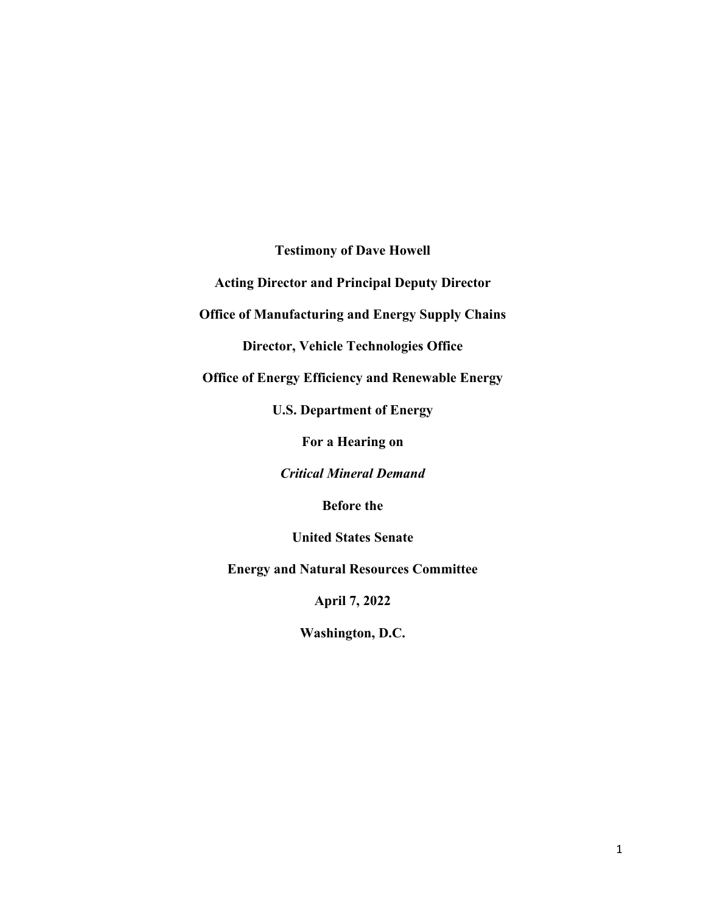**Testimony of Dave Howell**

**Acting Director and Principal Deputy Director**

**Office of Manufacturing and Energy Supply Chains**

**Director, Vehicle Technologies Office**

**Office of Energy Efficiency and Renewable Energy**

**U.S. Department of Energy**

**For a Hearing on**

***Critical Mineral Demand***

**Before the**

**United States Senate**

**Energy and Natural Resources Committee**

**April 7, 2022**

**Washington, D.C.**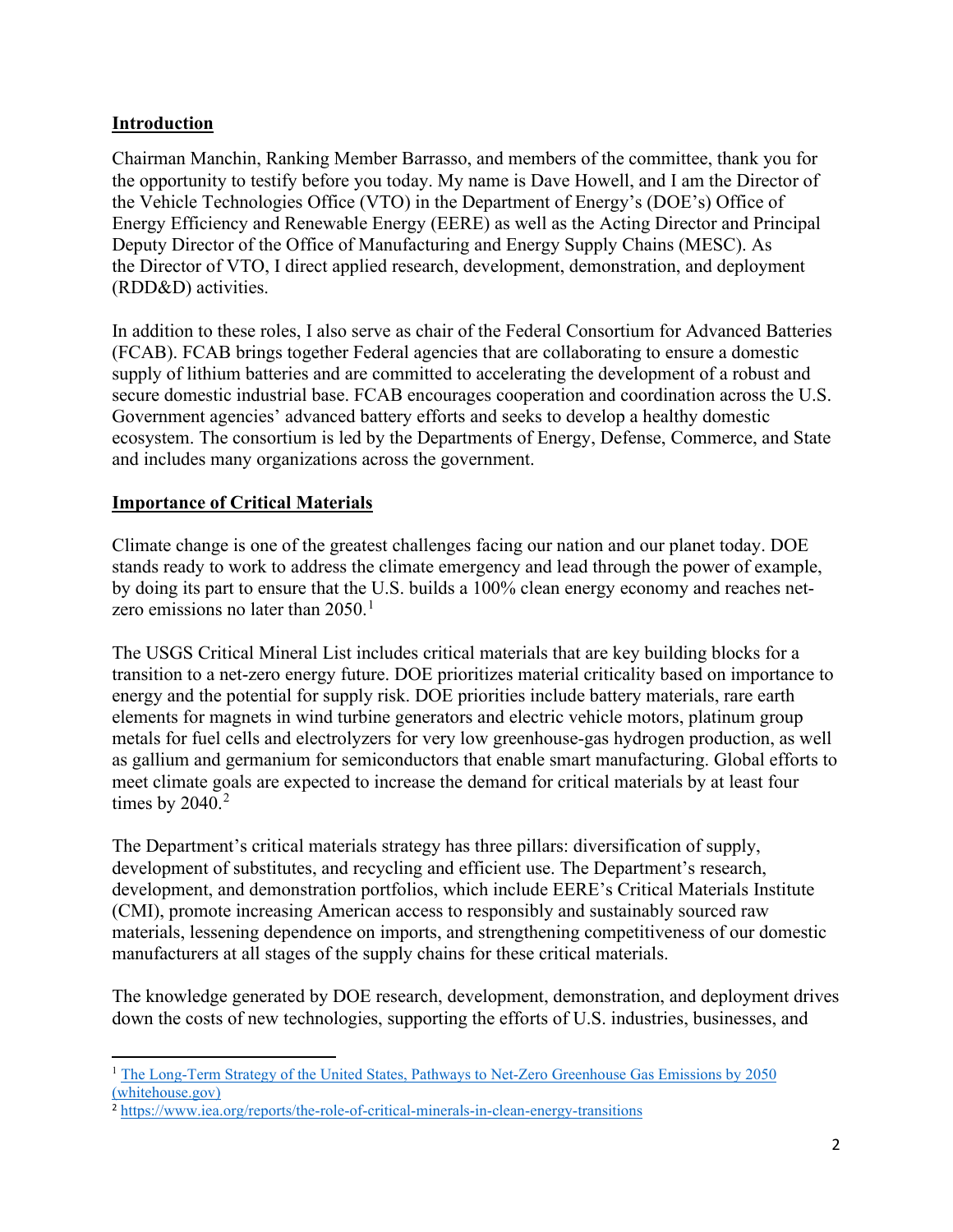## Introduction

Chairman Manchin, Ranking Member Barrasso, and members of the committee, thank you for the opportunity to testify before you today. My name is Dave Howell, and I am the Director of the Vehicle Technologies Office (VTO) in the Department of Energy's (DOE's) Office of Energy Efficiency and Renewable Energy (EERE) as well as the Acting Director and Principal Deputy Director of the Office of Manufacturing and Energy Supply Chains (MESC). As the Director of VTO, I direct applied research, development, demonstration, and deployment (RDD&D) activities.

In addition to these roles, I also serve as chair of the Federal Consortium for Advanced Batteries (FCAB). FCAB brings together Federal agencies that are collaborating to ensure a domestic supply of lithium batteries and are committed to accelerating the development of a robust and secure domestic industrial base. FCAB encourages cooperation and coordination across the U.S. Government agencies' advanced battery efforts and seeks to develop a healthy domestic ecosystem. The consortium is led by the Departments of Energy, Defense, Commerce, and State and includes many organizations across the government.

## Importance of Critical Materials

Climate change is one of the greatest challenges facing our nation and our planet today. DOE stands ready to work to address the climate emergency and lead through the power of example, by doing its part to ensure that the U.S. builds a 100% clean energy economy and reaches net-zero emissions no later than 2050.[1]

The USGS Critical Mineral List includes critical materials that are key building blocks for a transition to a net-zero energy future. DOE prioritizes material criticality based on importance to energy and the potential for supply risk. DOE priorities include battery materials, rare earth elements for magnets in wind turbine generators and electric vehicle motors, platinum group metals for fuel cells and electrolyzers for very low greenhouse-gas hydrogen production, as well as gallium and germanium for semiconductors that enable smart manufacturing. Global efforts to meet climate goals are expected to increase the demand for critical materials by at least four times by 2040.[2]

The Department's critical materials strategy has three pillars: diversification of supply, development of substitutes, and recycling and efficient use. The Department's research, development, and demonstration portfolios, which include EERE's Critical Materials Institute (CMI), promote increasing American access to responsibly and sustainably sourced raw materials, lessening dependence on imports, and strengthening competitiveness of our domestic manufacturers at all stages of the supply chains for these critical materials.

The knowledge generated by DOE research, development, demonstration, and deployment drives down the costs of new technologies, supporting the efforts of U.S. industries, businesses, and

---

[1] The Long-Term Strategy of the United States, Pathways to Net-Zero Greenhouse Gas Emissions by 2050 (whitehouse.gov)

[2] https://www.iea.org/reports/the-role-of-critical-minerals-in-clean-energy-transitions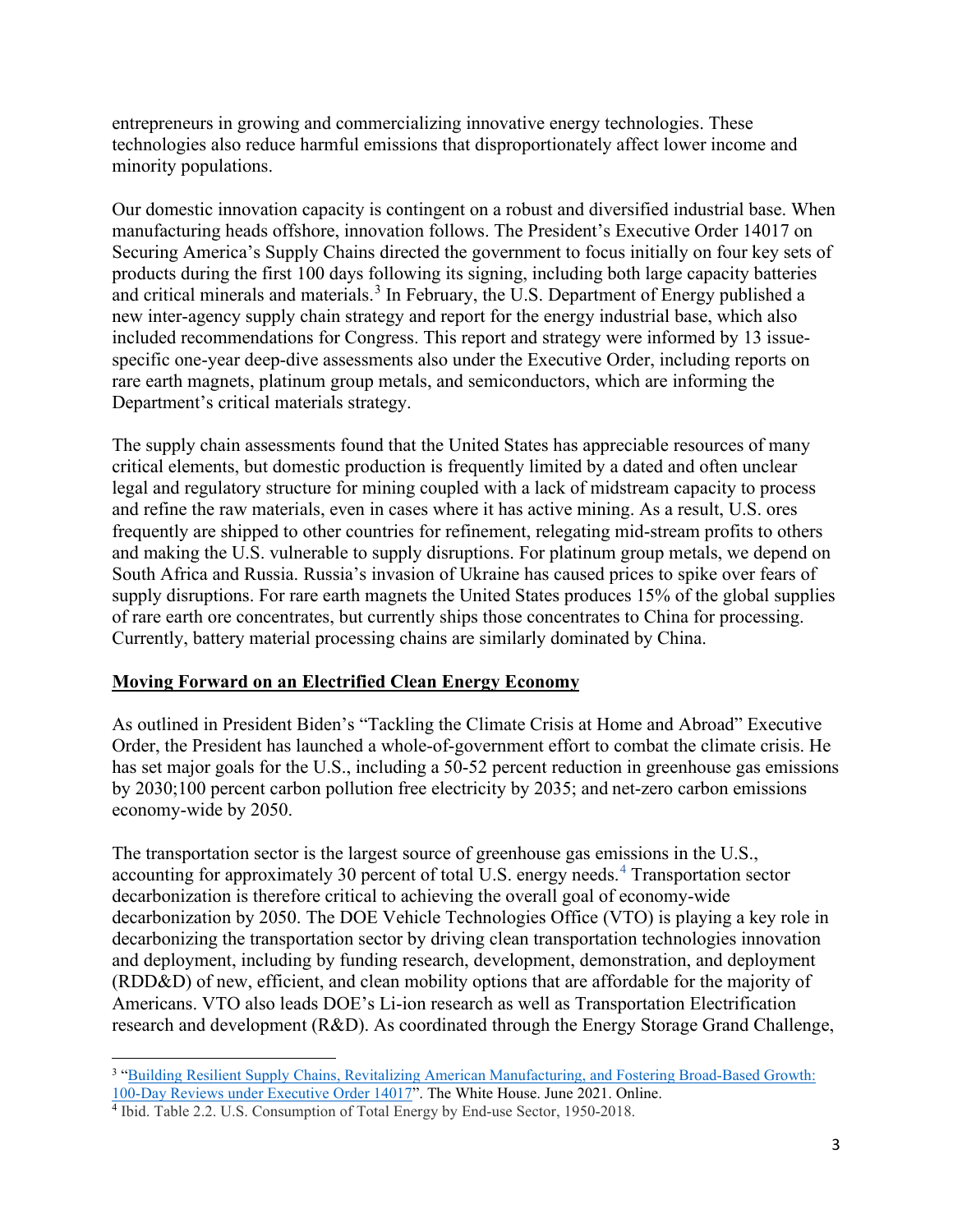entrepreneurs in growing and commercializing innovative energy technologies. These technologies also reduce harmful emissions that disproportionately affect lower income and minority populations.

Our domestic innovation capacity is contingent on a robust and diversified industrial base. When manufacturing heads offshore, innovation follows. The President's Executive Order 14017 on Securing America's Supply Chains directed the government to focus initially on four key sets of products during the first 100 days following its signing, including both large capacity batteries and critical minerals and materials.[3] In February, the U.S. Department of Energy published a new inter-agency supply chain strategy and report for the energy industrial base, which also included recommendations for Congress. This report and strategy were informed by 13 issue-specific one-year deep-dive assessments also under the Executive Order, including reports on rare earth magnets, platinum group metals, and semiconductors, which are informing the Department's critical materials strategy.

The supply chain assessments found that the United States has appreciable resources of many critical elements, but domestic production is frequently limited by a dated and often unclear legal and regulatory structure for mining coupled with a lack of midstream capacity to process and refine the raw materials, even in cases where it has active mining. As a result, U.S. ores frequently are shipped to other countries for refinement, relegating mid-stream profits to others and making the U.S. vulnerable to supply disruptions. For platinum group metals, we depend on South Africa and Russia. Russia's invasion of Ukraine has caused prices to spike over fears of supply disruptions. For rare earth magnets the United States produces 15% of the global supplies of rare earth ore concentrates, but currently ships those concentrates to China for processing. Currently, battery material processing chains are similarly dominated by China.

## Moving Forward on an Electrified Clean Energy Economy

As outlined in President Biden's "Tackling the Climate Crisis at Home and Abroad" Executive Order, the President has launched a whole-of-government effort to combat the climate crisis. He has set major goals for the U.S., including a 50-52 percent reduction in greenhouse gas emissions by 2030;100 percent carbon pollution free electricity by 2035; and net-zero carbon emissions economy-wide by 2050.

The transportation sector is the largest source of greenhouse gas emissions in the U.S., accounting for approximately 30 percent of total U.S. energy needs.[4] Transportation sector decarbonization is therefore critical to achieving the overall goal of economy-wide decarbonization by 2050. The DOE Vehicle Technologies Office (VTO) is playing a key role in decarbonizing the transportation sector by driving clean transportation technologies innovation and deployment, including by funding research, development, demonstration, and deployment (RDD&D) of new, efficient, and clean mobility options that are affordable for the majority of Americans. VTO also leads DOE's Li-ion research as well as Transportation Electrification research and development (R&D). As coordinated through the Energy Storage Grand Challenge,

---

[3] "Building Resilient Supply Chains, Revitalizing American Manufacturing, and Fostering Broad-Based Growth: 100-Day Reviews under Executive Order 14017". The White House. June 2021. Online.

[4] Ibid. Table 2.2. U.S. Consumption of Total Energy by End-use Sector, 1950-2018.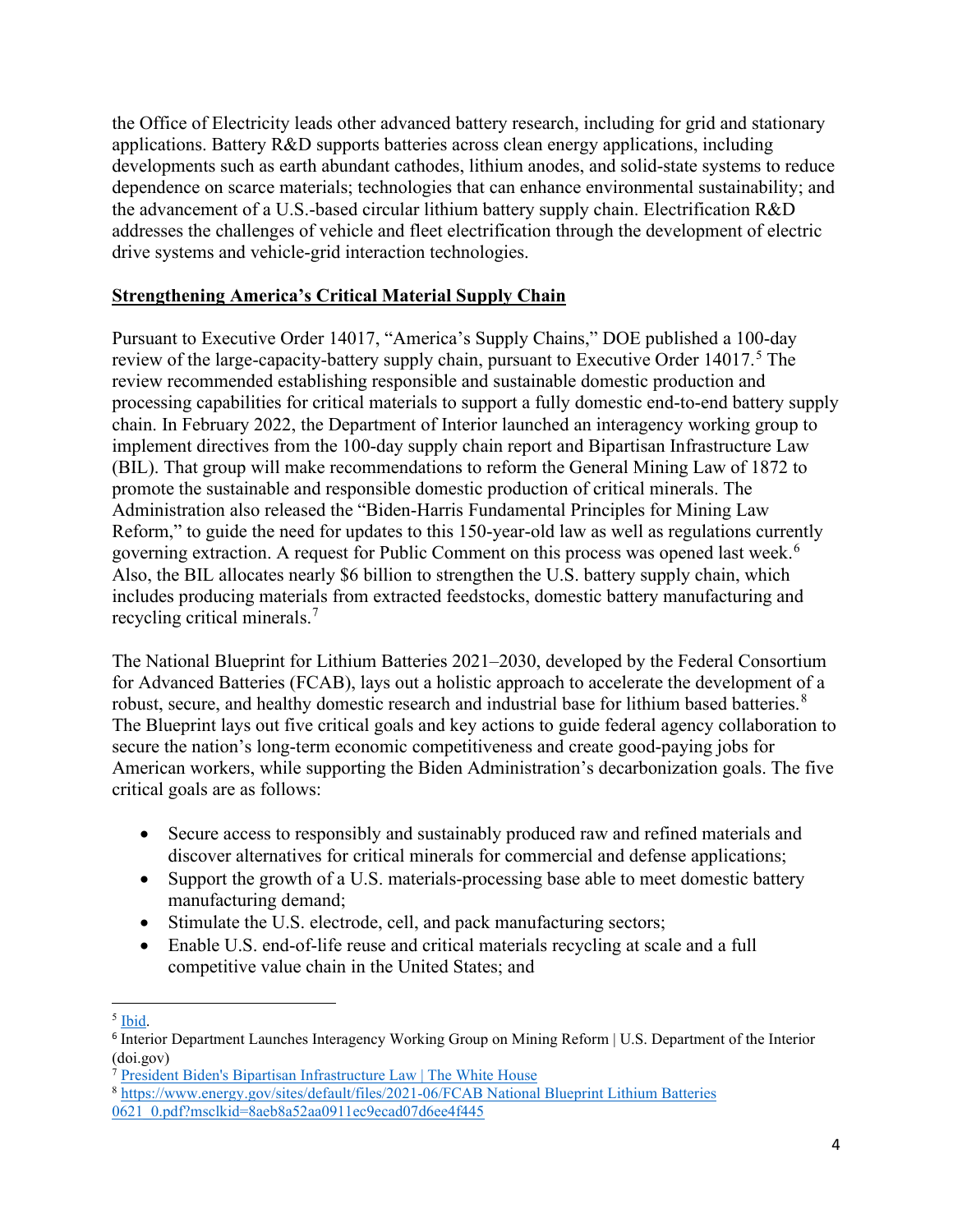the Office of Electricity leads other advanced battery research, including for grid and stationary applications. Battery R&D supports batteries across clean energy applications, including developments such as earth abundant cathodes, lithium anodes, and solid-state systems to reduce dependence on scarce materials; technologies that can enhance environmental sustainability; and the advancement of a U.S.-based circular lithium battery supply chain. Electrification R&D addresses the challenges of vehicle and fleet electrification through the development of electric drive systems and vehicle-grid interaction technologies.

## **Strengthening America's Critical Material Supply Chain**

Pursuant to Executive Order 14017, "America's Supply Chains," DOE published a 100-day review of the large-capacity-battery supply chain, pursuant to Executive Order 14017.[5] The review recommended establishing responsible and sustainable domestic production and processing capabilities for critical materials to support a fully domestic end-to-end battery supply chain. In February 2022, the Department of Interior launched an interagency working group to implement directives from the 100-day supply chain report and Bipartisan Infrastructure Law (BIL). That group will make recommendations to reform the General Mining Law of 1872 to promote the sustainable and responsible domestic production of critical minerals. The Administration also released the "Biden-Harris Fundamental Principles for Mining Law Reform," to guide the need for updates to this 150-year-old law as well as regulations currently governing extraction. A request for Public Comment on this process was opened last week.[6] Also, the BIL allocates nearly $6 billion to strengthen the U.S. battery supply chain, which includes producing materials from extracted feedstocks, domestic battery manufacturing and recycling critical minerals.[7]

The National Blueprint for Lithium Batteries 2021–2030, developed by the Federal Consortium for Advanced Batteries (FCAB), lays out a holistic approach to accelerate the development of a robust, secure, and healthy domestic research and industrial base for lithium based batteries.[8] The Blueprint lays out five critical goals and key actions to guide federal agency collaboration to secure the nation's long-term economic competitiveness and create good-paying jobs for American workers, while supporting the Biden Administration's decarbonization goals. The five critical goals are as follows:

- Secure access to responsibly and sustainably produced raw and refined materials and discover alternatives for critical minerals for commercial and defense applications;
- Support the growth of a U.S. materials-processing base able to meet domestic battery manufacturing demand;
- Stimulate the U.S. electrode, cell, and pack manufacturing sectors;
- Enable U.S. end-of-life reuse and critical materials recycling at scale and a full competitive value chain in the United States; and

---

[5] Ibid.

[6] Interior Department Launches Interagency Working Group on Mining Reform | U.S. Department of the Interior (doi.gov)

[7] President Biden's Bipartisan Infrastructure Law | The White House

[8] https://www.energy.gov/sites/default/files/2021-06/FCAB National Blueprint Lithium Batteries 0621_0.pdf?msclkid=8aeb8a52aa0911ec9ecad07d6ee4f445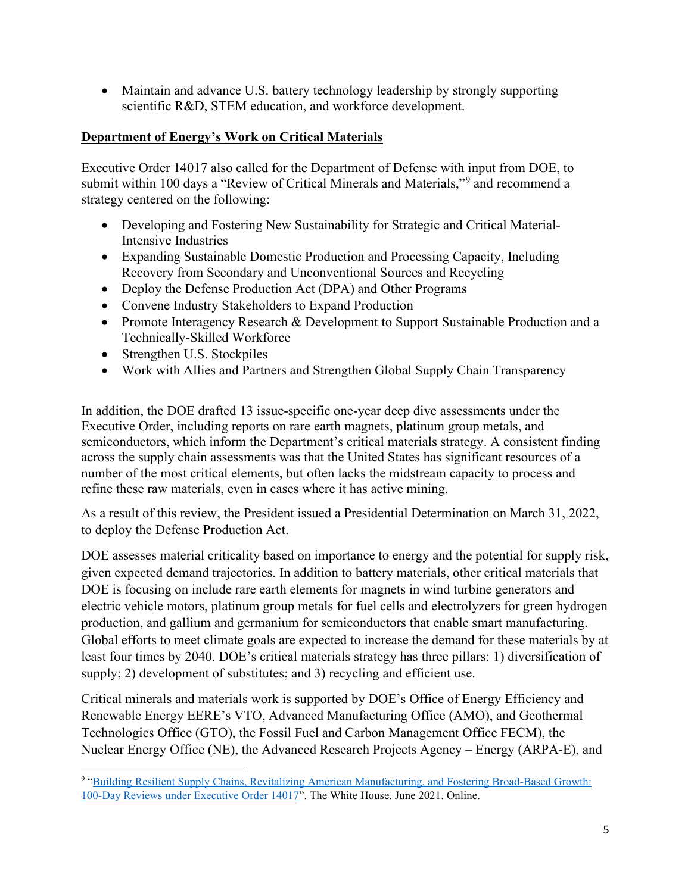- Maintain and advance U.S. battery technology leadership by strongly supporting scientific R&D, STEM education, and workforce development.

## Department of Energy's Work on Critical Materials

Executive Order 14017 also called for the Department of Defense with input from DOE, to submit within 100 days a "Review of Critical Minerals and Materials,"[9] and recommend a strategy centered on the following:

- Developing and Fostering New Sustainability for Strategic and Critical Material-Intensive Industries
- Expanding Sustainable Domestic Production and Processing Capacity, Including Recovery from Secondary and Unconventional Sources and Recycling
- Deploy the Defense Production Act (DPA) and Other Programs
- Convene Industry Stakeholders to Expand Production
- Promote Interagency Research & Development to Support Sustainable Production and a Technically-Skilled Workforce
- Strengthen U.S. Stockpiles
- Work with Allies and Partners and Strengthen Global Supply Chain Transparency

In addition, the DOE drafted 13 issue-specific one-year deep dive assessments under the Executive Order, including reports on rare earth magnets, platinum group metals, and semiconductors, which inform the Department's critical materials strategy. A consistent finding across the supply chain assessments was that the United States has significant resources of a number of the most critical elements, but often lacks the midstream capacity to process and refine these raw materials, even in cases where it has active mining.

As a result of this review, the President issued a Presidential Determination on March 31, 2022, to deploy the Defense Production Act.

DOE assesses material criticality based on importance to energy and the potential for supply risk, given expected demand trajectories. In addition to battery materials, other critical materials that DOE is focusing on include rare earth elements for magnets in wind turbine generators and electric vehicle motors, platinum group metals for fuel cells and electrolyzers for green hydrogen production, and gallium and germanium for semiconductors that enable smart manufacturing. Global efforts to meet climate goals are expected to increase the demand for these materials by at least four times by 2040. DOE's critical materials strategy has three pillars: 1) diversification of supply; 2) development of substitutes; and 3) recycling and efficient use.

Critical minerals and materials work is supported by DOE's Office of Energy Efficiency and Renewable Energy EERE's VTO, Advanced Manufacturing Office (AMO), and Geothermal Technologies Office (GTO), the Fossil Fuel and Carbon Management Office FECM), the Nuclear Energy Office (NE), the Advanced Research Projects Agency – Energy (ARPA-E), and

[9] "Building Resilient Supply Chains, Revitalizing American Manufacturing, and Fostering Broad-Based Growth: 100-Day Reviews under Executive Order 14017". The White House. June 2021. Online.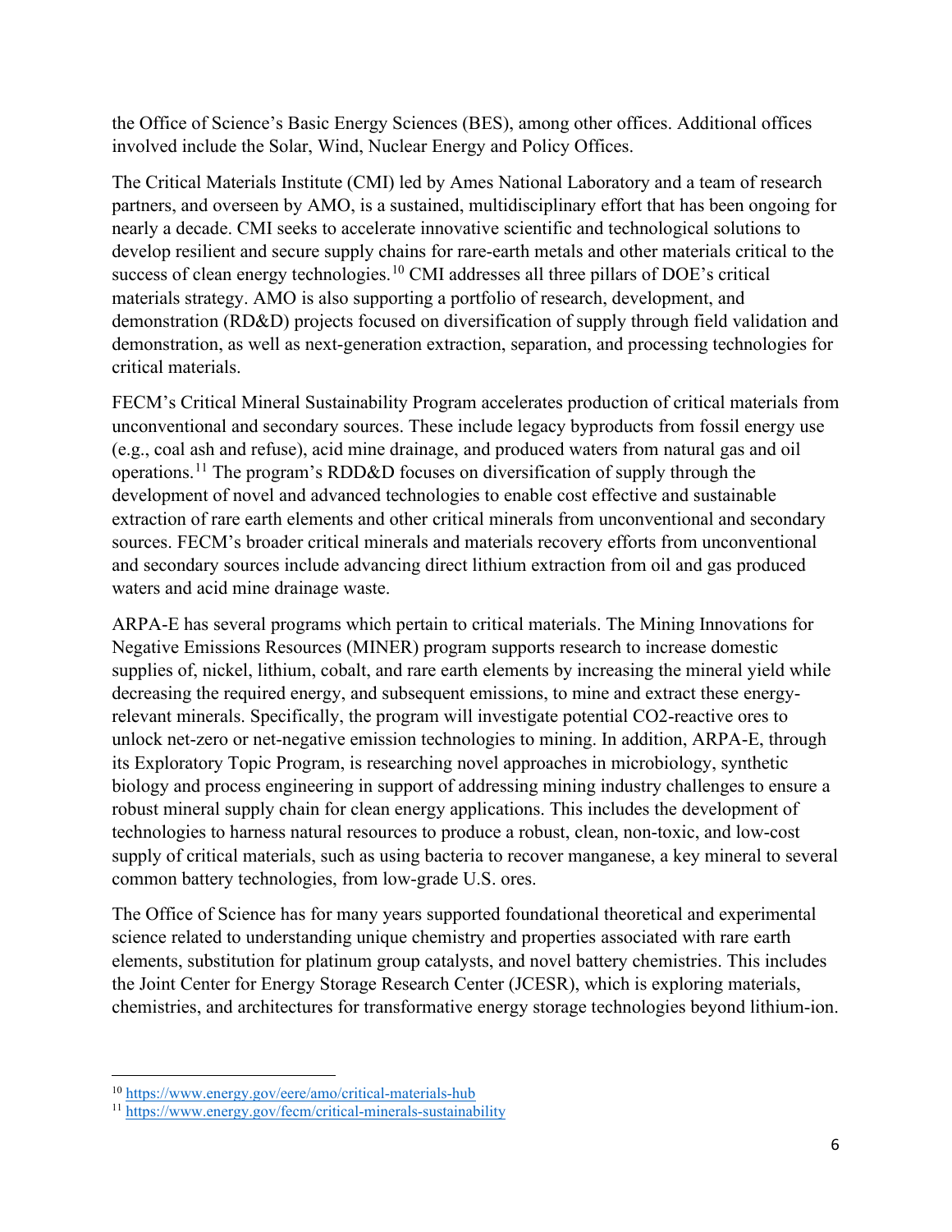the Office of Science's Basic Energy Sciences (BES), among other offices. Additional offices involved include the Solar, Wind, Nuclear Energy and Policy Offices.

The Critical Materials Institute (CMI) led by Ames National Laboratory and a team of research partners, and overseen by AMO, is a sustained, multidisciplinary effort that has been ongoing for nearly a decade. CMI seeks to accelerate innovative scientific and technological solutions to develop resilient and secure supply chains for rare-earth metals and other materials critical to the success of clean energy technologies.[10] CMI addresses all three pillars of DOE's critical materials strategy. AMO is also supporting a portfolio of research, development, and demonstration (RD&D) projects focused on diversification of supply through field validation and demonstration, as well as next-generation extraction, separation, and processing technologies for critical materials.

FECM's Critical Mineral Sustainability Program accelerates production of critical materials from unconventional and secondary sources. These include legacy byproducts from fossil energy use (e.g., coal ash and refuse), acid mine drainage, and produced waters from natural gas and oil operations.[11] The program's RDD&D focuses on diversification of supply through the development of novel and advanced technologies to enable cost effective and sustainable extraction of rare earth elements and other critical minerals from unconventional and secondary sources. FECM's broader critical minerals and materials recovery efforts from unconventional and secondary sources include advancing direct lithium extraction from oil and gas produced waters and acid mine drainage waste.

ARPA-E has several programs which pertain to critical materials. The Mining Innovations for Negative Emissions Resources (MINER) program supports research to increase domestic supplies of, nickel, lithium, cobalt, and rare earth elements by increasing the mineral yield while decreasing the required energy, and subsequent emissions, to mine and extract these energy-relevant minerals. Specifically, the program will investigate potential $CO_2$-reactive ores to unlock net-zero or net-negative emission technologies to mining. In addition, ARPA-E, through its Exploratory Topic Program, is researching novel approaches in microbiology, synthetic biology and process engineering in support of addressing mining industry challenges to ensure a robust mineral supply chain for clean energy applications. This includes the development of technologies to harness natural resources to produce a robust, clean, non-toxic, and low-cost supply of critical materials, such as using bacteria to recover manganese, a key mineral to several common battery technologies, from low-grade U.S. ores.

The Office of Science has for many years supported foundational theoretical and experimental science related to understanding unique chemistry and properties associated with rare earth elements, substitution for platinum group catalysts, and novel battery chemistries. This includes the Joint Center for Energy Storage Research Center (JCESR), which is exploring materials, chemistries, and architectures for transformative energy storage technologies beyond lithium-ion.

---

[10] https://www.energy.gov/eere/amo/critical-materials-hub

[11] https://www.energy.gov/fecm/critical-minerals-sustainability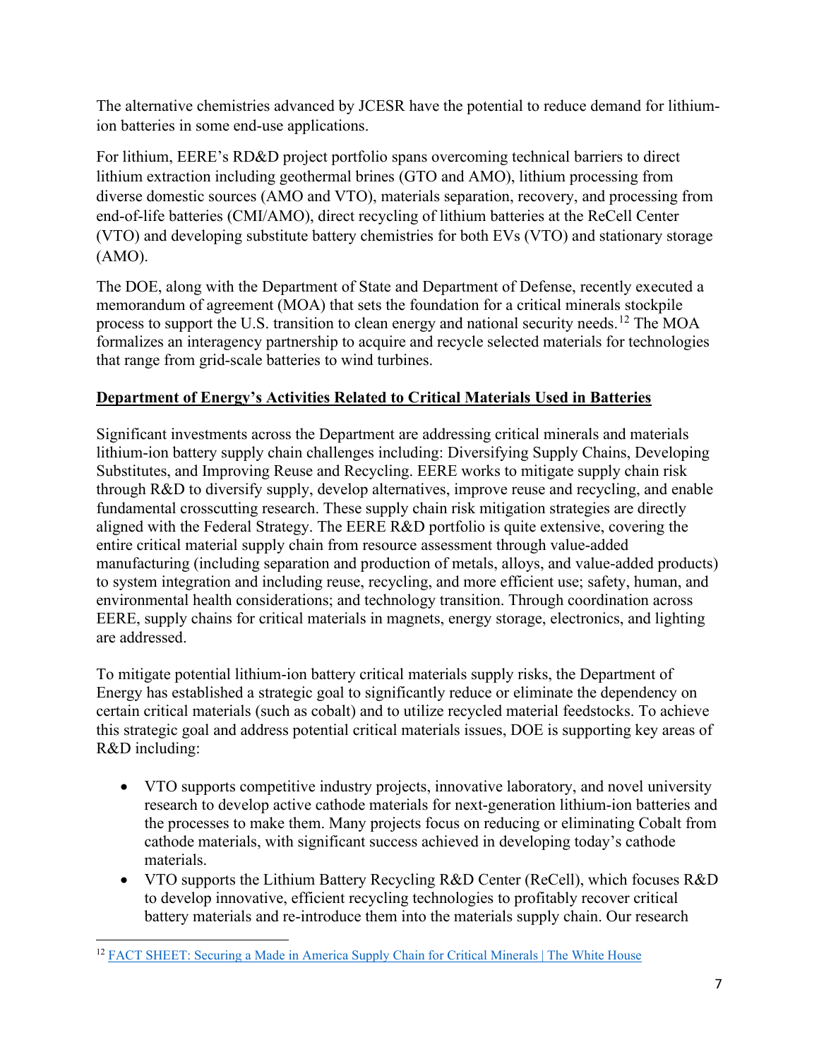The alternative chemistries advanced by JCESR have the potential to reduce demand for lithium-ion batteries in some end-use applications.

For lithium, EERE's RD&D project portfolio spans overcoming technical barriers to direct lithium extraction including geothermal brines (GTO and AMO), lithium processing from diverse domestic sources (AMO and VTO), materials separation, recovery, and processing from end-of-life batteries (CMI/AMO), direct recycling of lithium batteries at the ReCell Center (VTO) and developing substitute battery chemistries for both EVs (VTO) and stationary storage (AMO).

The DOE, along with the Department of State and Department of Defense, recently executed a memorandum of agreement (MOA) that sets the foundation for a critical minerals stockpile process to support the U.S. transition to clean energy and national security needs.[12] The MOA formalizes an interagency partnership to acquire and recycle selected materials for technologies that range from grid-scale batteries to wind turbines.

**Department of Energy's Activities Related to Critical Materials Used in Batteries**

Significant investments across the Department are addressing critical minerals and materials lithium-ion battery supply chain challenges including: Diversifying Supply Chains, Developing Substitutes, and Improving Reuse and Recycling. EERE works to mitigate supply chain risk through R&D to diversify supply, develop alternatives, improve reuse and recycling, and enable fundamental crosscutting research. These supply chain risk mitigation strategies are directly aligned with the Federal Strategy. The EERE R&D portfolio is quite extensive, covering the entire critical material supply chain from resource assessment through value-added manufacturing (including separation and production of metals, alloys, and value-added products) to system integration and including reuse, recycling, and more efficient use; safety, human, and environmental health considerations; and technology transition. Through coordination across EERE, supply chains for critical materials in magnets, energy storage, electronics, and lighting are addressed.

To mitigate potential lithium-ion battery critical materials supply risks, the Department of Energy has established a strategic goal to significantly reduce or eliminate the dependency on certain critical materials (such as cobalt) and to utilize recycled material feedstocks. To achieve this strategic goal and address potential critical materials issues, DOE is supporting key areas of R&D including:

- VTO supports competitive industry projects, innovative laboratory, and novel university research to develop active cathode materials for next-generation lithium-ion batteries and the processes to make them. Many projects focus on reducing or eliminating Cobalt from cathode materials, with significant success achieved in developing today's cathode materials.
- VTO supports the Lithium Battery Recycling R&D Center (ReCell), which focuses R&D to develop innovative, efficient recycling technologies to profitably recover critical battery materials and re-introduce them into the materials supply chain. Our research

[12] FACT SHEET: Securing a Made in America Supply Chain for Critical Minerals | The White House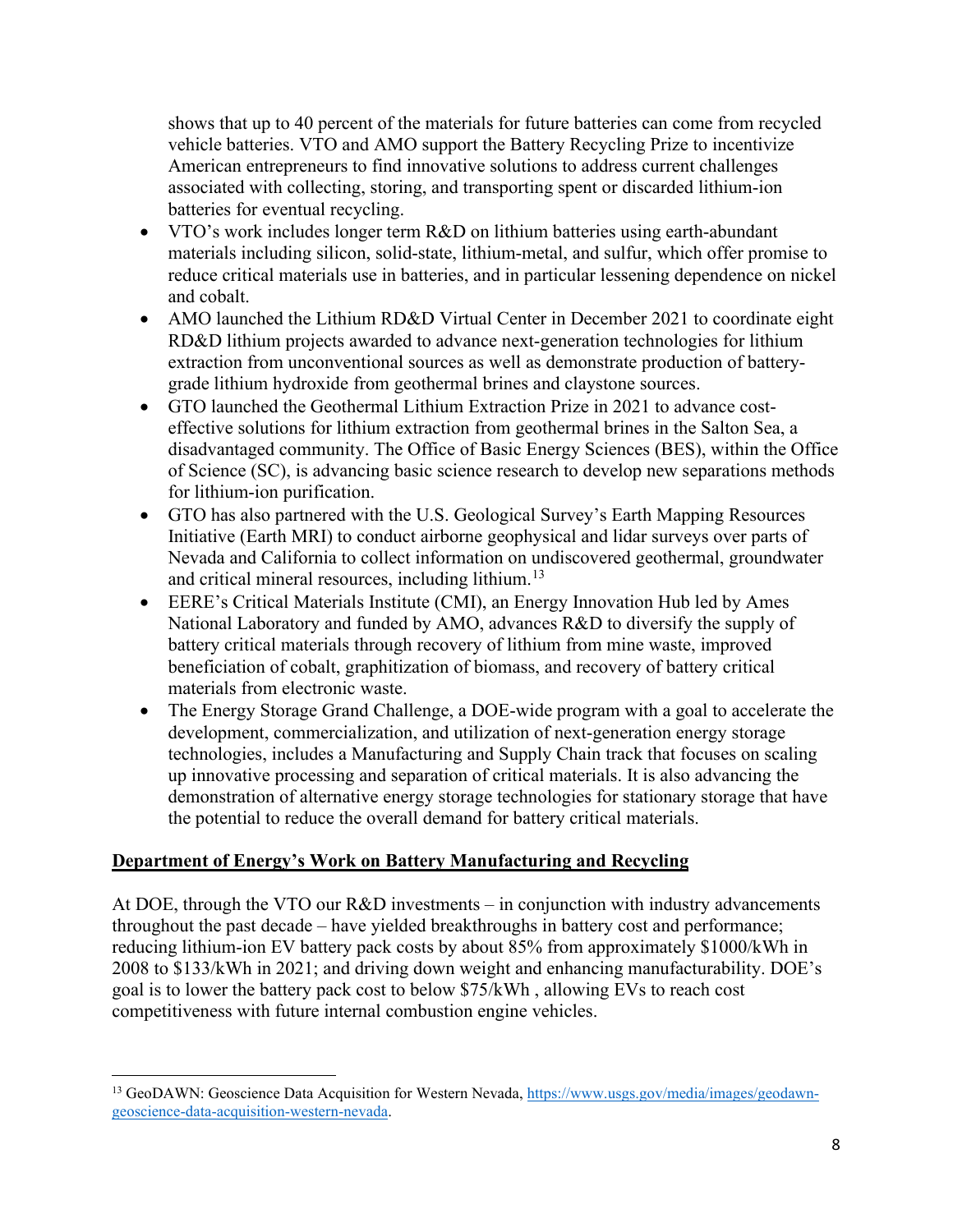shows that up to 40 percent of the materials for future batteries can come from recycled vehicle batteries. VTO and AMO support the Battery Recycling Prize to incentivize American entrepreneurs to find innovative solutions to address current challenges associated with collecting, storing, and transporting spent or discarded lithium-ion batteries for eventual recycling.

- VTO's work includes longer term R&D on lithium batteries using earth-abundant materials including silicon, solid-state, lithium-metal, and sulfur, which offer promise to reduce critical materials use in batteries, and in particular lessening dependence on nickel and cobalt.
- AMO launched the Lithium RD&D Virtual Center in December 2021 to coordinate eight RD&D lithium projects awarded to advance next-generation technologies for lithium extraction from unconventional sources as well as demonstrate production of battery-grade lithium hydroxide from geothermal brines and claystone sources.
- GTO launched the Geothermal Lithium Extraction Prize in 2021 to advance cost-effective solutions for lithium extraction from geothermal brines in the Salton Sea, a disadvantaged community. The Office of Basic Energy Sciences (BES), within the Office of Science (SC), is advancing basic science research to develop new separations methods for lithium-ion purification.
- GTO has also partnered with the U.S. Geological Survey's Earth Mapping Resources Initiative (Earth MRI) to conduct airborne geophysical and lidar surveys over parts of Nevada and California to collect information on undiscovered geothermal, groundwater and critical mineral resources, including lithium.[13]
- EERE's Critical Materials Institute (CMI), an Energy Innovation Hub led by Ames National Laboratory and funded by AMO, advances R&D to diversify the supply of battery critical materials through recovery of lithium from mine waste, improved beneficiation of cobalt, graphitization of biomass, and recovery of battery critical materials from electronic waste.
- The Energy Storage Grand Challenge, a DOE-wide program with a goal to accelerate the development, commercialization, and utilization of next-generation energy storage technologies, includes a Manufacturing and Supply Chain track that focuses on scaling up innovative processing and separation of critical materials. It is also advancing the demonstration of alternative energy storage technologies for stationary storage that have the potential to reduce the overall demand for battery critical materials.

## Department of Energy's Work on Battery Manufacturing and Recycling

At DOE, through the VTO our R&D investments – in conjunction with industry advancements throughout the past decade – have yielded breakthroughs in battery cost and performance; reducing lithium-ion EV battery pack costs by about 85% from approximately $1000/kWh in 2008 to $133/kWh in 2021; and driving down weight and enhancing manufacturability. DOE's goal is to lower the battery pack cost to below $75/kWh , allowing EVs to reach cost competitiveness with future internal combustion engine vehicles.

---

[13] GeoDAWN: Geoscience Data Acquisition for Western Nevada, https://www.usgs.gov/media/images/geodawn-geoscience-data-acquisition-western-nevada.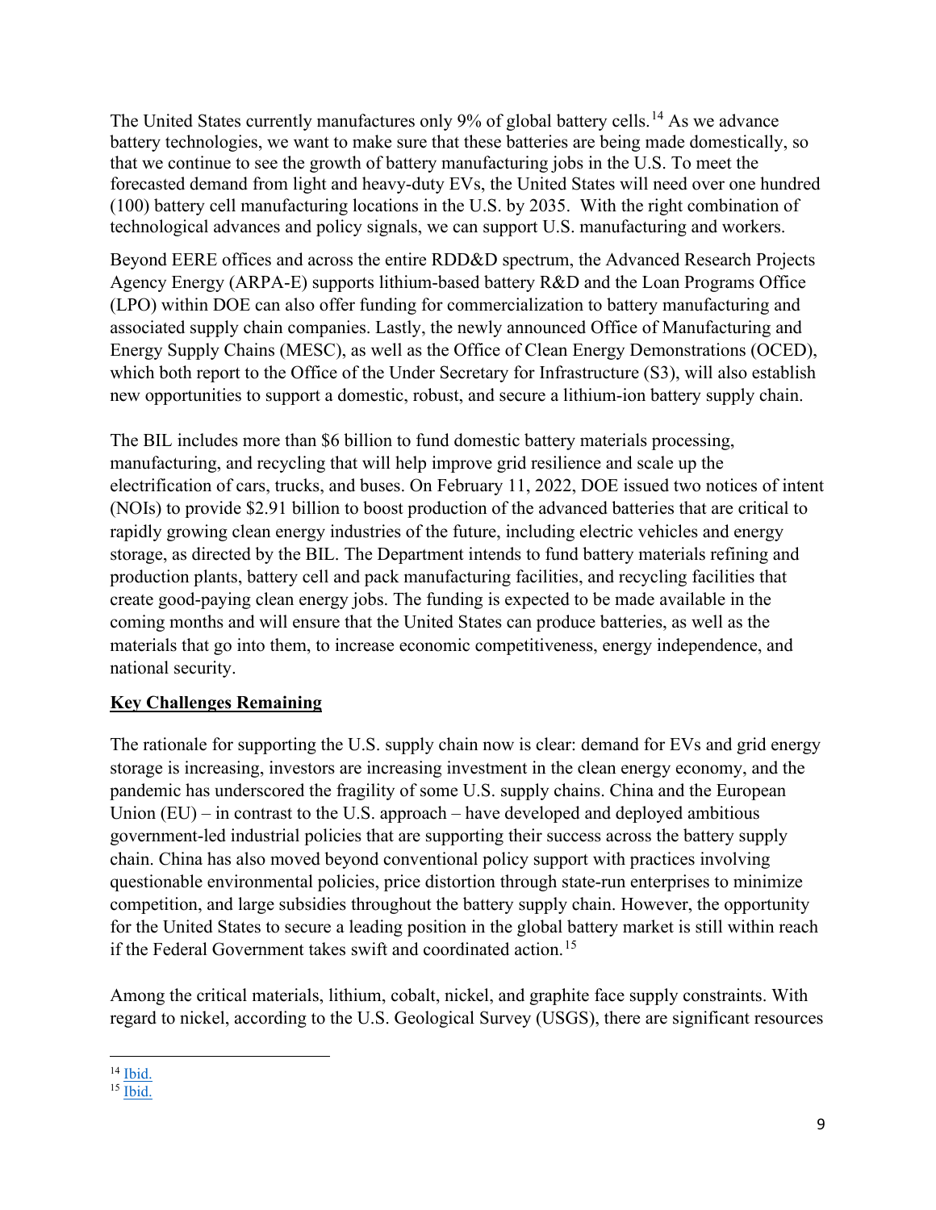The United States currently manufactures only 9% of global battery cells.[14] As we advance battery technologies, we want to make sure that these batteries are being made domestically, so that we continue to see the growth of battery manufacturing jobs in the U.S. To meet the forecasted demand from light and heavy-duty EVs, the United States will need over one hundred (100) battery cell manufacturing locations in the U.S. by 2035. With the right combination of technological advances and policy signals, we can support U.S. manufacturing and workers.

Beyond EERE offices and across the entire RDD&D spectrum, the Advanced Research Projects Agency Energy (ARPA-E) supports lithium-based battery R&D and the Loan Programs Office (LPO) within DOE can also offer funding for commercialization to battery manufacturing and associated supply chain companies. Lastly, the newly announced Office of Manufacturing and Energy Supply Chains (MESC), as well as the Office of Clean Energy Demonstrations (OCED), which both report to the Office of the Under Secretary for Infrastructure (S3), will also establish new opportunities to support a domestic, robust, and secure a lithium-ion battery supply chain.

The BIL includes more than $6 billion to fund domestic battery materials processing, manufacturing, and recycling that will help improve grid resilience and scale up the electrification of cars, trucks, and buses. On February 11, 2022, DOE issued two notices of intent (NOIs) to provide $2.91 billion to boost production of the advanced batteries that are critical to rapidly growing clean energy industries of the future, including electric vehicles and energy storage, as directed by the BIL. The Department intends to fund battery materials refining and production plants, battery cell and pack manufacturing facilities, and recycling facilities that create good-paying clean energy jobs. The funding is expected to be made available in the coming months and will ensure that the United States can produce batteries, as well as the materials that go into them, to increase economic competitiveness, energy independence, and national security.

**Key Challenges Remaining**

The rationale for supporting the U.S. supply chain now is clear: demand for EVs and grid energy storage is increasing, investors are increasing investment in the clean energy economy, and the pandemic has underscored the fragility of some U.S. supply chains. China and the European Union (EU) – in contrast to the U.S. approach – have developed and deployed ambitious government-led industrial policies that are supporting their success across the battery supply chain. China has also moved beyond conventional policy support with practices involving questionable environmental policies, price distortion through state-run enterprises to minimize competition, and large subsidies throughout the battery supply chain. However, the opportunity for the United States to secure a leading position in the global battery market is still within reach if the Federal Government takes swift and coordinated action.[15]

Among the critical materials, lithium, cobalt, nickel, and graphite face supply constraints. With regard to nickel, according to the U.S. Geological Survey (USGS), there are significant resources

---

[14] Ibid.

[15] Ibid.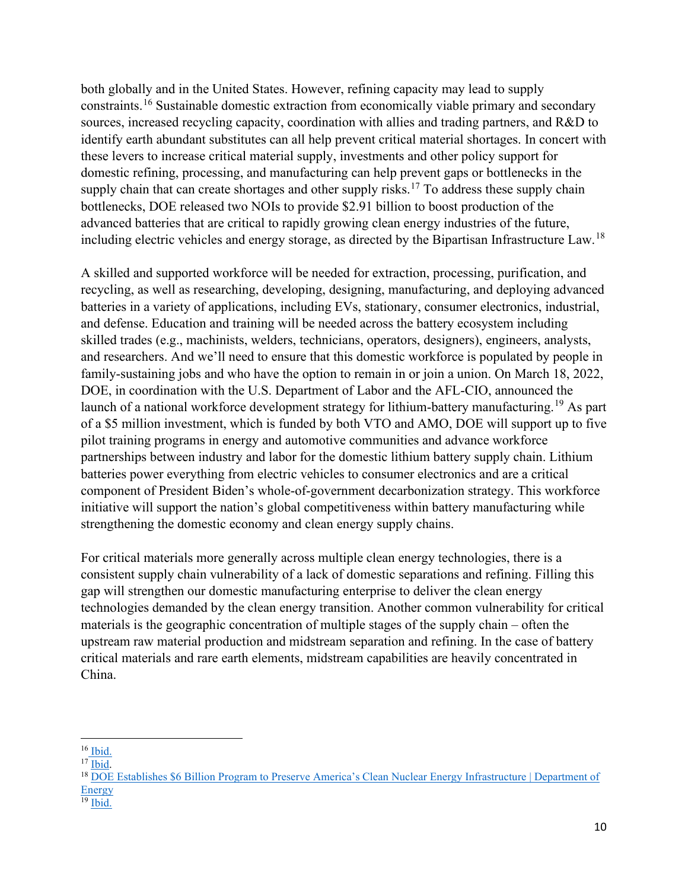both globally and in the United States. However, refining capacity may lead to supply constraints.[16] Sustainable domestic extraction from economically viable primary and secondary sources, increased recycling capacity, coordination with allies and trading partners, and R&D to identify earth abundant substitutes can all help prevent critical material shortages. In concert with these levers to increase critical material supply, investments and other policy support for domestic refining, processing, and manufacturing can help prevent gaps or bottlenecks in the supply chain that can create shortages and other supply risks.[17] To address these supply chain bottlenecks, DOE released two NOIs to provide $2.91 billion to boost production of the advanced batteries that are critical to rapidly growing clean energy industries of the future, including electric vehicles and energy storage, as directed by the Bipartisan Infrastructure Law.[18]

A skilled and supported workforce will be needed for extraction, processing, purification, and recycling, as well as researching, developing, designing, manufacturing, and deploying advanced batteries in a variety of applications, including EVs, stationary, consumer electronics, industrial, and defense. Education and training will be needed across the battery ecosystem including skilled trades (e.g., machinists, welders, technicians, operators, designers), engineers, analysts, and researchers. And we'll need to ensure that this domestic workforce is populated by people in family-sustaining jobs and who have the option to remain in or join a union. On March 18, 2022, DOE, in coordination with the U.S. Department of Labor and the AFL-CIO, announced the launch of a national workforce development strategy for lithium-battery manufacturing.[19] As part of a $5 million investment, which is funded by both VTO and AMO, DOE will support up to five pilot training programs in energy and automotive communities and advance workforce partnerships between industry and labor for the domestic lithium battery supply chain. Lithium batteries power everything from electric vehicles to consumer electronics and are a critical component of President Biden's whole-of-government decarbonization strategy. This workforce initiative will support the nation's global competitiveness within battery manufacturing while strengthening the domestic economy and clean energy supply chains.

For critical materials more generally across multiple clean energy technologies, there is a consistent supply chain vulnerability of a lack of domestic separations and refining. Filling this gap will strengthen our domestic manufacturing enterprise to deliver the clean energy technologies demanded by the clean energy transition. Another common vulnerability for critical materials is the geographic concentration of multiple stages of the supply chain – often the upstream raw material production and midstream separation and refining. In the case of battery critical materials and rare earth elements, midstream capabilities are heavily concentrated in China.

---

[16] Ibid.

[17] Ibid.

[18] DOE Establishes $6 Billion Program to Preserve America's Clean Nuclear Energy Infrastructure | Department of Energy

[19] Ibid.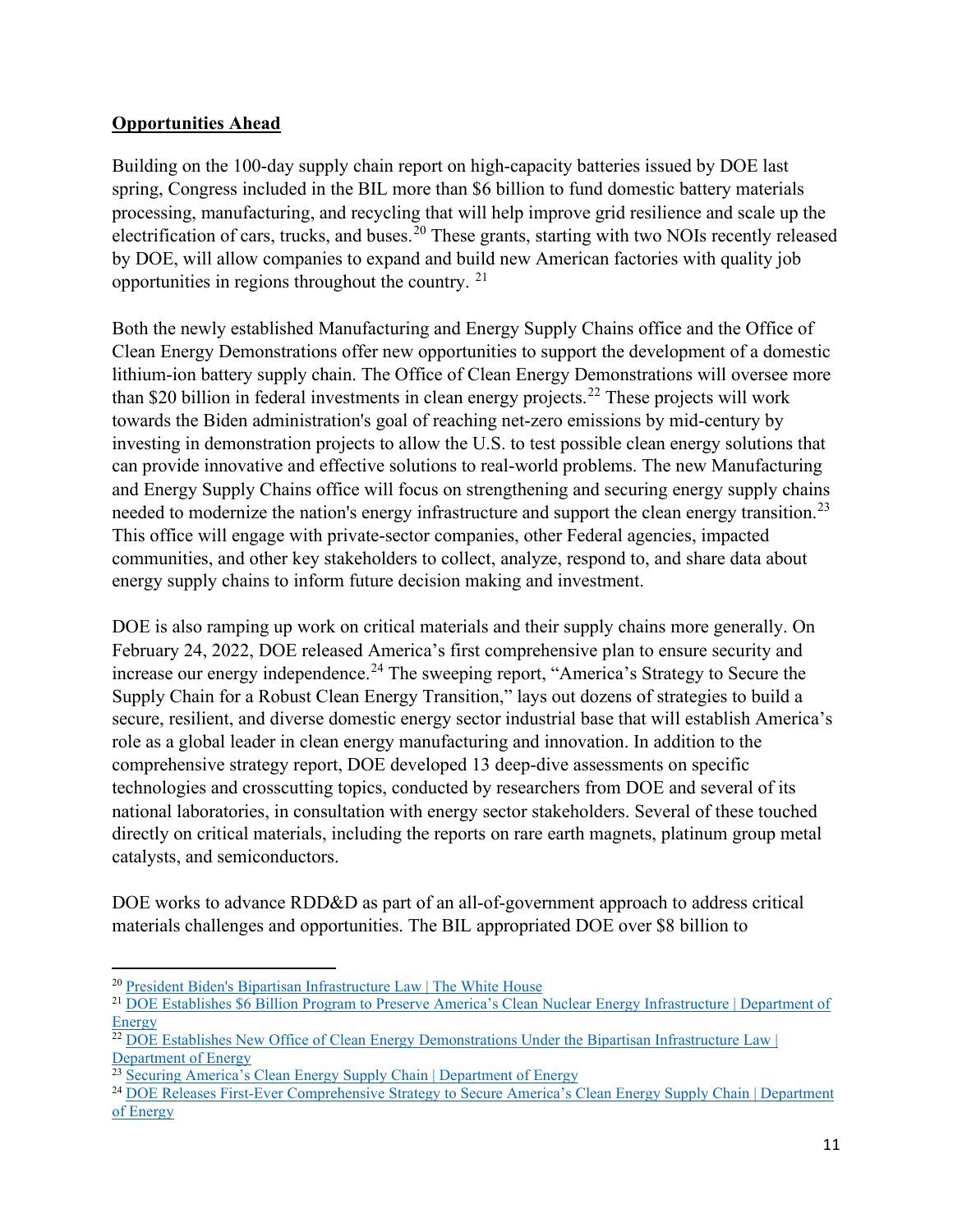**Opportunities Ahead**

Building on the 100-day supply chain report on high-capacity batteries issued by DOE last spring, Congress included in the BIL more than $6 billion to fund domestic battery materials processing, manufacturing, and recycling that will help improve grid resilience and scale up the electrification of cars, trucks, and buses.[20] These grants, starting with two NOIs recently released by DOE, will allow companies to expand and build new American factories with quality job opportunities in regions throughout the country. [21]

Both the newly established Manufacturing and Energy Supply Chains office and the Office of Clean Energy Demonstrations offer new opportunities to support the development of a domestic lithium-ion battery supply chain. The Office of Clean Energy Demonstrations will oversee more than $20 billion in federal investments in clean energy projects.[22] These projects will work towards the Biden administration's goal of reaching net-zero emissions by mid-century by investing in demonstration projects to allow the U.S. to test possible clean energy solutions that can provide innovative and effective solutions to real-world problems. The new Manufacturing and Energy Supply Chains office will focus on strengthening and securing energy supply chains needed to modernize the nation's energy infrastructure and support the clean energy transition.[23] This office will engage with private-sector companies, other Federal agencies, impacted communities, and other key stakeholders to collect, analyze, respond to, and share data about energy supply chains to inform future decision making and investment.

DOE is also ramping up work on critical materials and their supply chains more generally. On February 24, 2022, DOE released America's first comprehensive plan to ensure security and increase our energy independence.[24] The sweeping report, "America's Strategy to Secure the Supply Chain for a Robust Clean Energy Transition," lays out dozens of strategies to build a secure, resilient, and diverse domestic energy sector industrial base that will establish America's role as a global leader in clean energy manufacturing and innovation. In addition to the comprehensive strategy report, DOE developed 13 deep-dive assessments on specific technologies and crosscutting topics, conducted by researchers from DOE and several of its national laboratories, in consultation with energy sector stakeholders. Several of these touched directly on critical materials, including the reports on rare earth magnets, platinum group metal catalysts, and semiconductors.

DOE works to advance RDD&D as part of an all-of-government approach to address critical materials challenges and opportunities. The BIL appropriated DOE over $8 billion to

---

[20] President Biden's Bipartisan Infrastructure Law | The White House

[21] DOE Establishes $6 Billion Program to Preserve America's Clean Nuclear Energy Infrastructure | Department of Energy

[22] DOE Establishes New Office of Clean Energy Demonstrations Under the Bipartisan Infrastructure Law | Department of Energy

[23] Securing America's Clean Energy Supply Chain | Department of Energy

[24] DOE Releases First-Ever Comprehensive Strategy to Secure America's Clean Energy Supply Chain | Department of Energy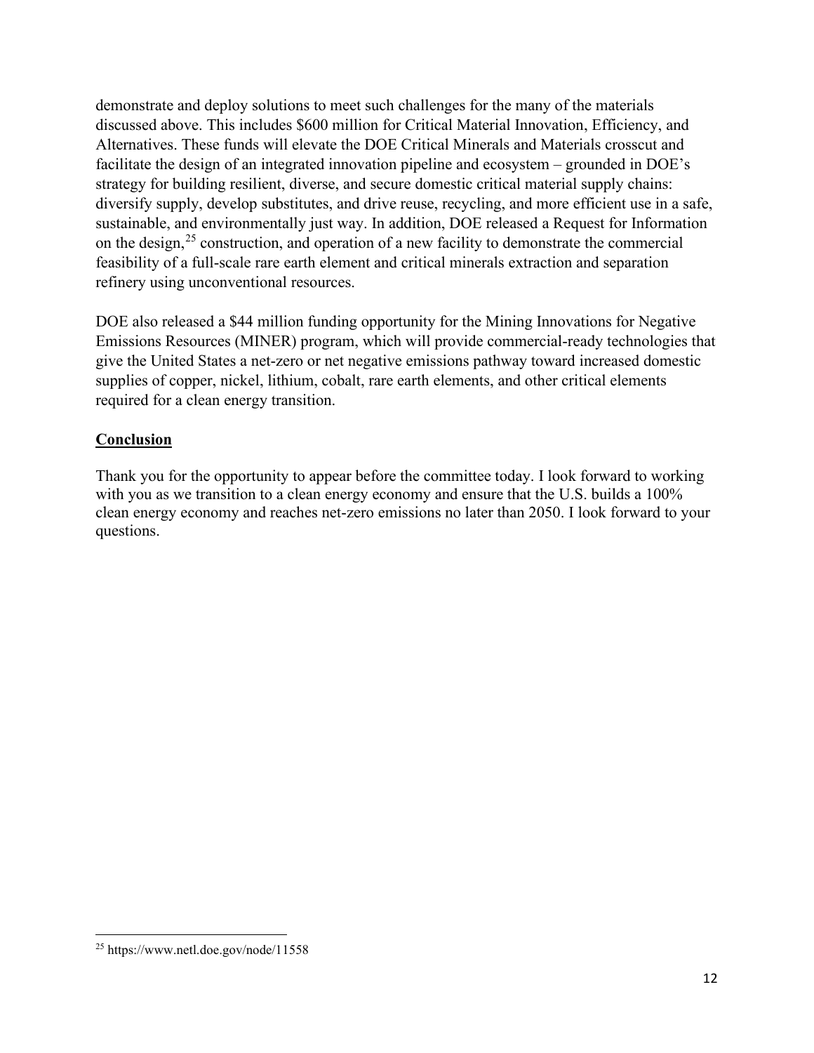demonstrate and deploy solutions to meet such challenges for the many of the materials discussed above. This includes $600 million for Critical Material Innovation, Efficiency, and Alternatives. These funds will elevate the DOE Critical Minerals and Materials crosscut and facilitate the design of an integrated innovation pipeline and ecosystem – grounded in DOE's strategy for building resilient, diverse, and secure domestic critical material supply chains: diversify supply, develop substitutes, and drive reuse, recycling, and more efficient use in a safe, sustainable, and environmentally just way. In addition, DOE released a Request for Information on the design,[25] construction, and operation of a new facility to demonstrate the commercial feasibility of a full-scale rare earth element and critical minerals extraction and separation refinery using unconventional resources.

DOE also released a $44 million funding opportunity for the Mining Innovations for Negative Emissions Resources (MINER) program, which will provide commercial-ready technologies that give the United States a net-zero or net negative emissions pathway toward increased domestic supplies of copper, nickel, lithium, cobalt, rare earth elements, and other critical elements required for a clean energy transition.

## Conclusion

Thank you for the opportunity to appear before the committee today. I look forward to working with you as we transition to a clean energy economy and ensure that the U.S. builds a 100% clean energy economy and reaches net-zero emissions no later than 2050. I look forward to your questions.

---

[25] https://www.netl.doe.gov/node/11558